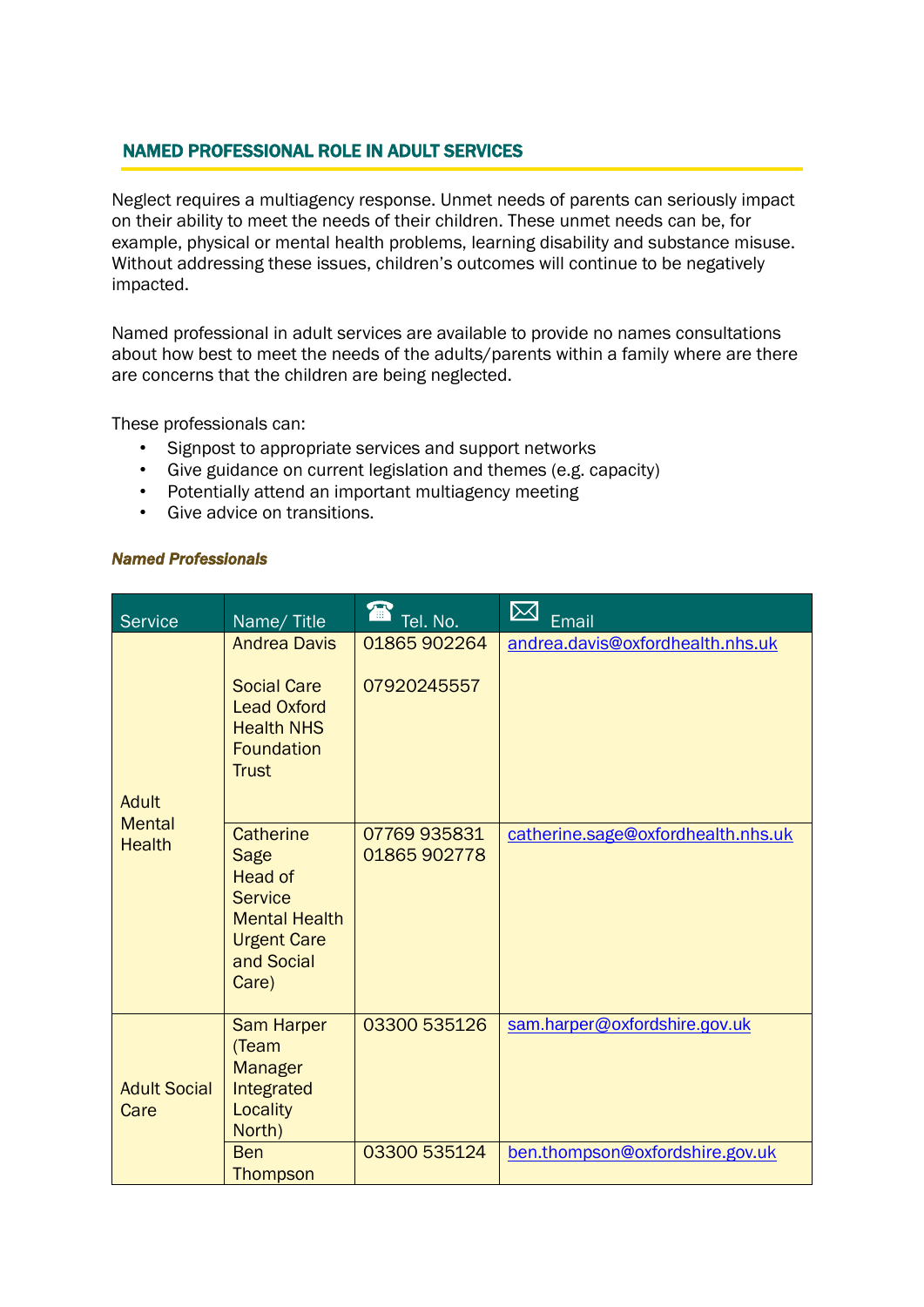## NAMED PROFESSIONAL ROLE IN ADULT SERVICES

Neglect requires a multiagency response. Unmet needs of parents can seriously impact on their ability to meet the needs of their children. These unmet needs can be, for example, physical or mental health problems, learning disability and substance misuse. Without addressing these issues, children's outcomes will continue to be negatively impacted.

Named professional in adult services are available to provide no names consultations about how best to meet the needs of the adults/parents within a family where are there are concerns that the children are being neglected.

These professionals can:

- Signpost to appropriate services and support networks
- Give guidance on current legislation and themes (e.g. capacity)
- Potentially attend an important multiagency meeting
- Give advice on transitions.

***Named Professionals***

| Service | Name/ Title | Tel. No. | Email |
|---|---|---|---|
| Adult Mental Health | Andrea Davis<br><br>Social Care Lead Oxford Health NHS Foundation Trust | 01865 902264<br><br>07920245557 | andrea.davis@oxfordhealth.nhs.uk |
| | Catherine Sage<br>Head of Service Mental Health Urgent Care and Social Care) | 07769 935831<br>01865 902778 | catherine.sage@oxfordhealth.nhs.uk |
| Adult Social Care | Sam Harper (Team Manager Integrated Locality North) | 03300 535126 | sam.harper@oxfordshire.gov.uk |
| | Ben Thompson | 03300 535124 | ben.thompson@oxfordshire.gov.uk |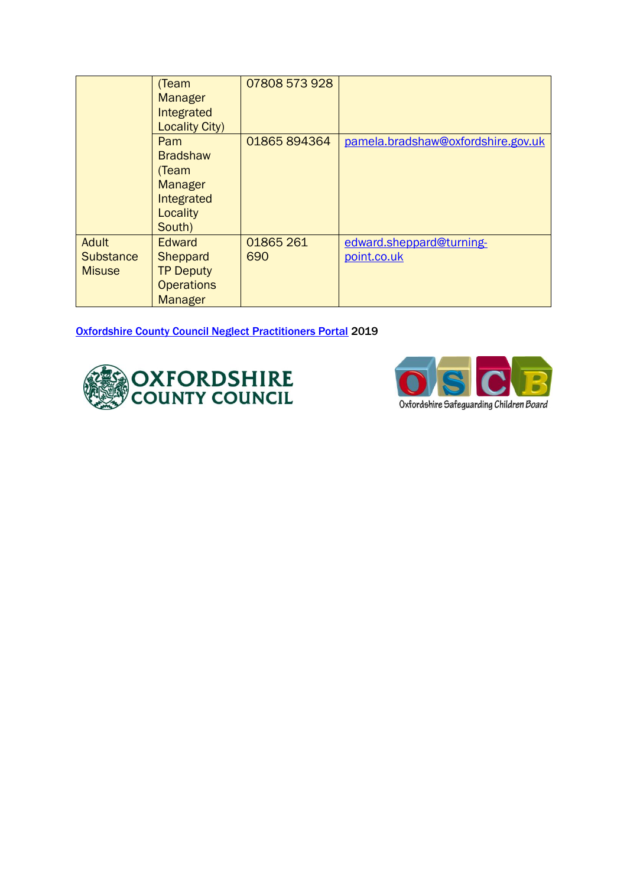| | | | |
|---|---|---|---|
| | (Team Manager Integrated Locality City) | 07808 573 928 | |
| | Pam Bradshaw (Team Manager Integrated Locality South) | 01865 894364 | pamela.bradshaw@oxfordshire.gov.uk |
| Adult Substance Misuse | Edward Sheppard TP Deputy Operations Manager | 01865 261 690 | edward.sheppard@turning-point.co.uk |

[Oxfordshire County Council Neglect Practitioners Portal](#) 2019

OXFORDSHIRE COUNTY COUNCIL

OSCB Oxfordshire Safeguarding Children Board